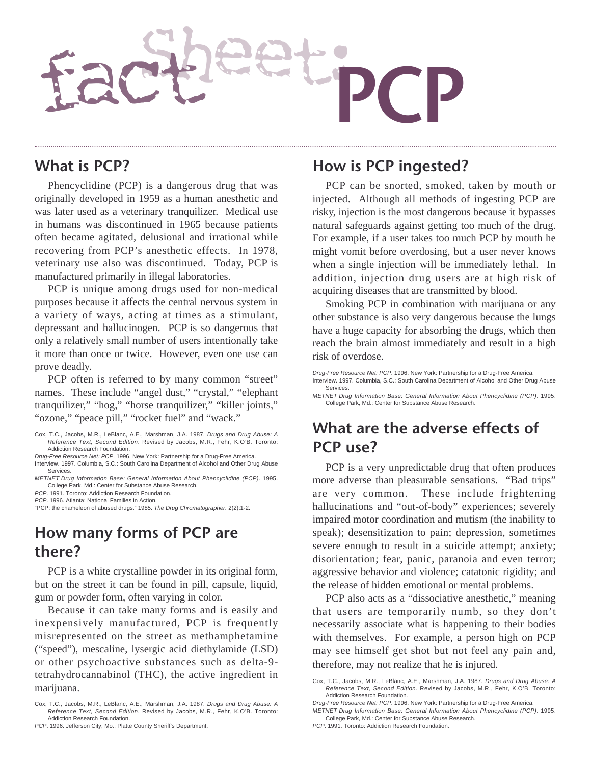# factSheet: PCP

## What is PCP?

Phencyclidine (PCP) is a dangerous drug that was originally developed in 1959 as a human anesthetic and was later used as a veterinary tranquilizer. Medical use in humans was discontinued in 1965 because patients often became agitated, delusional and irrational while recovering from PCP's anesthetic effects. In 1978, veterinary use also was discontinued. Today, PCP is manufactured primarily in illegal laboratories.

PCP is unique among drugs used for non-medical purposes because it affects the central nervous system in a variety of ways, acting at times as a stimulant, depressant and hallucinogen. PCP is so dangerous that only a relatively small number of users intentionally take it more than once or twice. However, even one use can prove deadly.

PCP often is referred to by many common "street" names. These include "angel dust," "crystal," "elephant tranquilizer," "hog," "horse tranquilizer," "killer joints," "ozone," "peace pill," "rocket fuel" and "wack."

Cox, T.C., Jacobs, M.R., LeBlanc, A.E., Marshman, J.A. 1987. *Drugs and Drug Abuse: A Reference Text, Second Edition*. Revised by Jacobs, M.R., Fehr, K.O'B. Toronto: Addiction Research Foundation.
*Drug-Free Resource Net: PCP*. 1996. New York: Partnership for a Drug-Free America.
Interview. 1997. Columbia, S.C.: South Carolina Department of Alcohol and Other Drug Abuse Services.
*METNET Drug Information Base: General Information About Phencyclidine (PCP)*. 1995. College Park, Md.: Center for Substance Abuse Research.
*PCP*. 1991. Toronto: Addiction Research Foundation.
*PCP*. 1996. Atlanta: National Families in Action.
"PCP: the chameleon of abused drugs." 1985. *The Drug Chromatographer*. 2(2):1-2.

## How many forms of PCP are there?

PCP is a white crystalline powder in its original form, but on the street it can be found in pill, capsule, liquid, gum or powder form, often varying in color.

Because it can take many forms and is easily and inexpensively manufactured, PCP is frequently misrepresented on the street as methamphetamine ("speed"), mescaline, lysergic acid diethylamide (LSD) or other psychoactive substances such as delta-9-tetrahydrocannabinol (THC), the active ingredient in marijuana.

Cox, T.C., Jacobs, M.R., LeBlanc, A.E., Marshman, J.A. 1987. *Drugs and Drug Abuse: A Reference Text, Second Edition*. Revised by Jacobs, M.R., Fehr, K.O'B. Toronto: Addiction Research Foundation.
*PCP*. 1996. Jefferson City, Mo.: Platte County Sheriff's Department.

## How is PCP ingested?

PCP can be snorted, smoked, taken by mouth or injected. Although all methods of ingesting PCP are risky, injection is the most dangerous because it bypasses natural safeguards against getting too much of the drug. For example, if a user takes too much PCP by mouth he might vomit before overdosing, but a user never knows when a single injection will be immediately lethal. In addition, injection drug users are at high risk of acquiring diseases that are transmitted by blood.

Smoking PCP in combination with marijuana or any other substance is also very dangerous because the lungs have a huge capacity for absorbing the drugs, which then reach the brain almost immediately and result in a high risk of overdose.

*Drug-Free Resource Net: PCP*. 1996. New York: Partnership for a Drug-Free America.
Interview. 1997. Columbia, S.C.: South Carolina Department of Alcohol and Other Drug Abuse Services.
*METNET Drug Information Base: General Information About Phencyclidine (PCP)*. 1995. College Park, Md.: Center for Substance Abuse Research.

## What are the adverse effects of PCP use?

PCP is a very unpredictable drug that often produces more adverse than pleasurable sensations. "Bad trips" are very common. These include frightening hallucinations and "out-of-body" experiences; severely impaired motor coordination and mutism (the inability to speak); desensitization to pain; depression, sometimes severe enough to result in a suicide attempt; anxiety; disorientation; fear, panic, paranoia and even terror; aggressive behavior and violence; catatonic rigidity; and the release of hidden emotional or mental problems.

PCP also acts as a "dissociative anesthetic," meaning that users are temporarily numb, so they don't necessarily associate what is happening to their bodies with themselves. For example, a person high on PCP may see himself get shot but not feel any pain and, therefore, may not realize that he is injured.

Cox, T.C., Jacobs, M.R., LeBlanc, A.E., Marshman, J.A. 1987. *Drugs and Drug Abuse: A Reference Text, Second Edition*. Revised by Jacobs, M.R., Fehr, K.O'B. Toronto: Addiction Research Foundation.
*Drug-Free Resource Net: PCP*. 1996. New York: Partnership for a Drug-Free America.
*METNET Drug Information Base: General Information About Phencyclidine (PCP)*. 1995. College Park, Md.: Center for Substance Abuse Research.
*PCP*. 1991. Toronto: Addiction Research Foundation.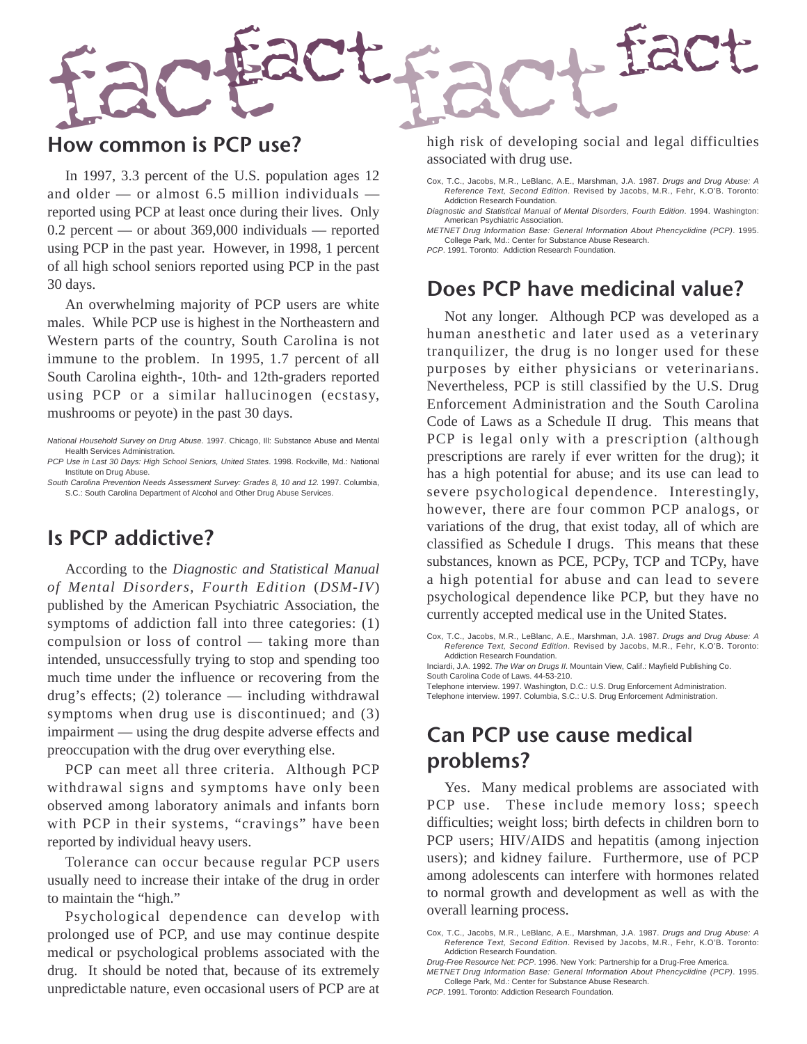## How common is PCP use?

In 1997, 3.3 percent of the U.S. population ages 12 and older — or almost 6.5 million individuals — reported using PCP at least once during their lives. Only 0.2 percent — or about 369,000 individuals — reported using PCP in the past year. However, in 1998, 1 percent of all high school seniors reported using PCP in the past 30 days.

An overwhelming majority of PCP users are white males. While PCP use is highest in the Northeastern and Western parts of the country, South Carolina is not immune to the problem. In 1995, 1.7 percent of all South Carolina eighth-, 10th- and 12th-graders reported using PCP or a similar hallucinogen (ecstasy, mushrooms or peyote) in the past 30 days.

*National Household Survey on Drug Abuse*. 1997. Chicago, Ill: Substance Abuse and Mental Health Services Administration.
*PCP Use in Last 30 Days: High School Seniors, United States*. 1998. Rockville, Md.: National Institute on Drug Abuse.
*South Carolina Prevention Needs Assessment Survey: Grades 8, 10 and 12.* 1997. Columbia, S.C.: South Carolina Department of Alcohol and Other Drug Abuse Services.

## Is PCP addictive?

According to the *Diagnostic and Statistical Manual of Mental Disorders, Fourth Edition* (*DSM-IV*) published by the American Psychiatric Association, the symptoms of addiction fall into three categories: (1) compulsion or loss of control — taking more than intended, unsuccessfully trying to stop and spending too much time under the influence or recovering from the drug's effects; (2) tolerance — including withdrawal symptoms when drug use is discontinued; and (3) impairment — using the drug despite adverse effects and preoccupation with the drug over everything else.

PCP can meet all three criteria. Although PCP withdrawal signs and symptoms have only been observed among laboratory animals and infants born with PCP in their systems, "cravings" have been reported by individual heavy users.

Tolerance can occur because regular PCP users usually need to increase their intake of the drug in order to maintain the "high."

Psychological dependence can develop with prolonged use of PCP, and use may continue despite medical or psychological problems associated with the drug. It should be noted that, because of its extremely unpredictable nature, even occasional users of PCP are at high risk of developing social and legal difficulties associated with drug use.

Cox, T.C., Jacobs, M.R., LeBlanc, A.E., Marshman, J.A. 1987. *Drugs and Drug Abuse: A Reference Text, Second Edition*. Revised by Jacobs, M.R., Fehr, K.O'B. Toronto: Addiction Research Foundation.
*Diagnostic and Statistical Manual of Mental Disorders, Fourth Edition*. 1994. Washington: American Psychiatric Association.
*METNET Drug Information Base: General Information About Phencyclidine (PCP)*. 1995. College Park, Md.: Center for Substance Abuse Research.
*PCP*. 1991. Toronto: Addiction Research Foundation.

## Does PCP have medicinal value?

Not any longer. Although PCP was developed as a human anesthetic and later used as a veterinary tranquilizer, the drug is no longer used for these purposes by either physicians or veterinarians. Nevertheless, PCP is still classified by the U.S. Drug Enforcement Administration and the South Carolina Code of Laws as a Schedule II drug. This means that PCP is legal only with a prescription (although prescriptions are rarely if ever written for the drug); it has a high potential for abuse; and its use can lead to severe psychological dependence. Interestingly, however, there are four common PCP analogs, or variations of the drug, that exist today, all of which are classified as Schedule I drugs. This means that these substances, known as PCE, PCPy, TCP and TCPy, have a high potential for abuse and can lead to severe psychological dependence like PCP, but they have no currently accepted medical use in the United States.

Cox, T.C., Jacobs, M.R., LeBlanc, A.E., Marshman, J.A. 1987. *Drugs and Drug Abuse: A Reference Text, Second Edition*. Revised by Jacobs, M.R., Fehr, K.O'B. Toronto: Addiction Research Foundation.
Inciardi, J.A. 1992. *The War on Drugs II*. Mountain View, Calif.: Mayfield Publishing Co.
South Carolina Code of Laws. 44-53-210.
Telephone interview. 1997. Washington, D.C.: U.S. Drug Enforcement Administration.
Telephone interview. 1997. Columbia, S.C.: U.S. Drug Enforcement Administration.

## Can PCP use cause medical problems?

Yes. Many medical problems are associated with PCP use. These include memory loss; speech difficulties; weight loss; birth defects in children born to PCP users; HIV/AIDS and hepatitis (among injection users); and kidney failure. Furthermore, use of PCP among adolescents can interfere with hormones related to normal growth and development as well as with the overall learning process.

Cox, T.C., Jacobs, M.R., LeBlanc, A.E., Marshman, J.A. 1987. *Drugs and Drug Abuse: A Reference Text, Second Edition*. Revised by Jacobs, M.R., Fehr, K.O'B. Toronto: Addiction Research Foundation.
*Drug-Free Resource Net: PCP*. 1996. New York: Partnership for a Drug-Free America.
*METNET Drug Information Base: General Information About Phencyclidine (PCP)*. 1995. College Park, Md.: Center for Substance Abuse Research.
*PCP*. 1991. Toronto: Addiction Research Foundation.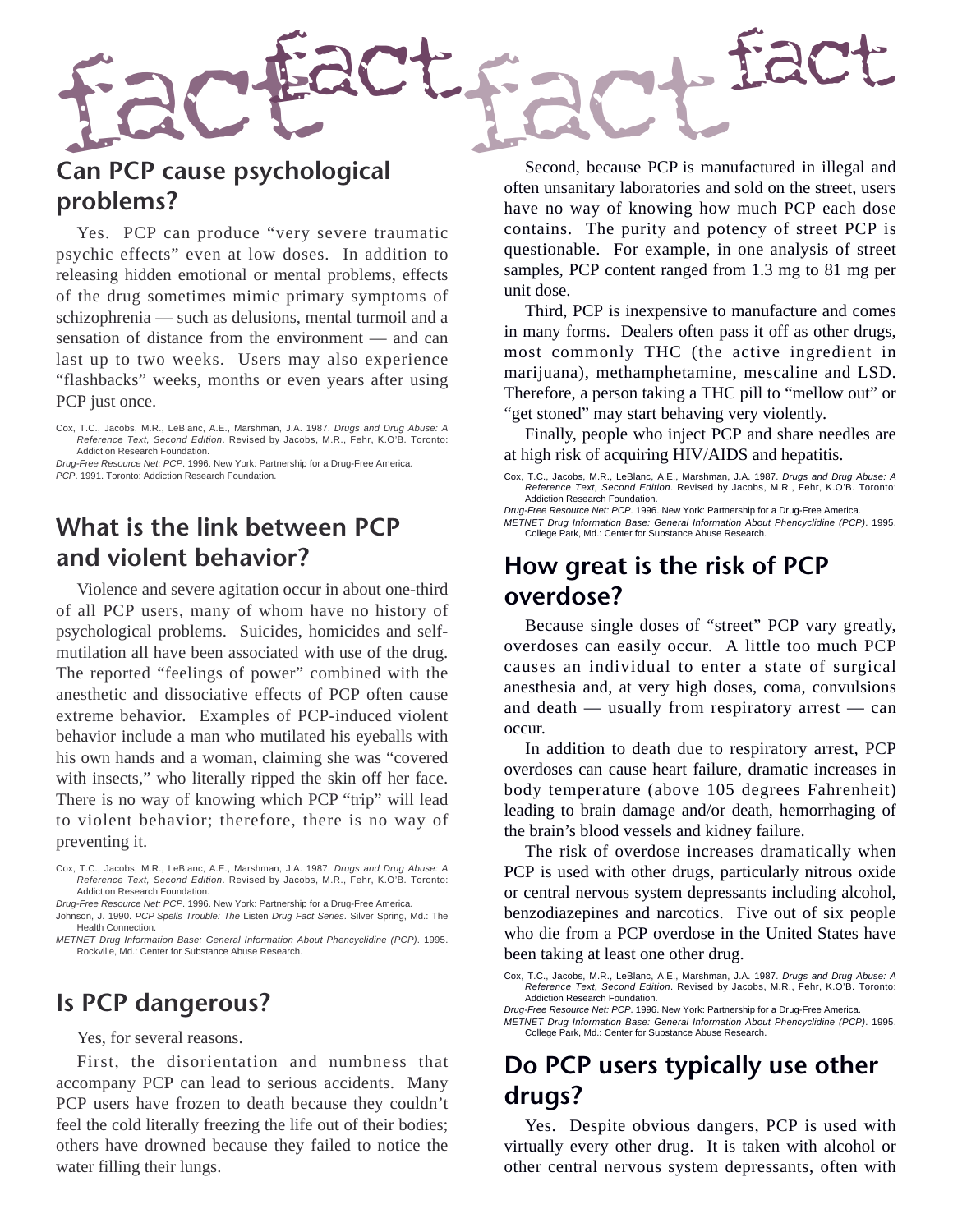## Can PCP cause psychological problems?

Yes. PCP can produce "very severe traumatic psychic effects" even at low doses. In addition to releasing hidden emotional or mental problems, effects of the drug sometimes mimic primary symptoms of schizophrenia — such as delusions, mental turmoil and a sensation of distance from the environment — and can last up to two weeks. Users may also experience "flashbacks" weeks, months or even years after using PCP just once.

Cox, T.C., Jacobs, M.R., LeBlanc, A.E., Marshman, J.A. 1987. *Drugs and Drug Abuse: A Reference Text, Second Edition*. Revised by Jacobs, M.R., Fehr, K.O'B. Toronto: Addiction Research Foundation.
*Drug-Free Resource Net: PCP*. 1996. New York: Partnership for a Drug-Free America.
*PCP*. 1991. Toronto: Addiction Research Foundation.

## What is the link between PCP and violent behavior?

Violence and severe agitation occur in about one-third of all PCP users, many of whom have no history of psychological problems. Suicides, homicides and self-mutilation all have been associated with use of the drug. The reported "feelings of power" combined with the anesthetic and dissociative effects of PCP often cause extreme behavior. Examples of PCP-induced violent behavior include a man who mutilated his eyeballs with his own hands and a woman, claiming she was "covered with insects," who literally ripped the skin off her face. There is no way of knowing which PCP "trip" will lead to violent behavior; therefore, there is no way of preventing it.

Cox, T.C., Jacobs, M.R., LeBlanc, A.E., Marshman, J.A. 1987. *Drugs and Drug Abuse: A Reference Text, Second Edition*. Revised by Jacobs, M.R., Fehr, K.O'B. Toronto: Addiction Research Foundation.
*Drug-Free Resource Net: PCP*. 1996. New York: Partnership for a Drug-Free America.
Johnson, J. 1990. *PCP Spells Trouble: The* Listen *Drug Fact Series*. Silver Spring, Md.: The Health Connection.
*METNET Drug Information Base: General Information About Phencyclidine (PCP)*. 1995. Rockville, Md.: Center for Substance Abuse Research.

## Is PCP dangerous?

Yes, for several reasons.

First, the disorientation and numbness that accompany PCP can lead to serious accidents. Many PCP users have frozen to death because they couldn't feel the cold literally freezing the life out of their bodies; others have drowned because they failed to notice the water filling their lungs.

Second, because PCP is manufactured in illegal and often unsanitary laboratories and sold on the street, users have no way of knowing how much PCP each dose contains. The purity and potency of street PCP is questionable. For example, in one analysis of street samples, PCP content ranged from 1.3 mg to 81 mg per unit dose.

Third, PCP is inexpensive to manufacture and comes in many forms. Dealers often pass it off as other drugs, most commonly THC (the active ingredient in marijuana), methamphetamine, mescaline and LSD. Therefore, a person taking a THC pill to "mellow out" or "get stoned" may start behaving very violently.

Finally, people who inject PCP and share needles are at high risk of acquiring HIV/AIDS and hepatitis.

Cox, T.C., Jacobs, M.R., LeBlanc, A.E., Marshman, J.A. 1987. *Drugs and Drug Abuse: A Reference Text, Second Edition*. Revised by Jacobs, M.R., Fehr, K.O'B. Toronto: Addiction Research Foundation.
*Drug-Free Resource Net: PCP*. 1996. New York: Partnership for a Drug-Free America.
*METNET Drug Information Base: General Information About Phencyclidine (PCP)*. 1995. College Park, Md.: Center for Substance Abuse Research.

## How great is the risk of PCP overdose?

Because single doses of "street" PCP vary greatly, overdoses can easily occur. A little too much PCP causes an individual to enter a state of surgical anesthesia and, at very high doses, coma, convulsions and death — usually from respiratory arrest — can occur.

In addition to death due to respiratory arrest, PCP overdoses can cause heart failure, dramatic increases in body temperature (above 105 degrees Fahrenheit) leading to brain damage and/or death, hemorrhaging of the brain's blood vessels and kidney failure.

The risk of overdose increases dramatically when PCP is used with other drugs, particularly nitrous oxide or central nervous system depressants including alcohol, benzodiazepines and narcotics. Five out of six people who die from a PCP overdose in the United States have been taking at least one other drug.

Cox, T.C., Jacobs, M.R., LeBlanc, A.E., Marshman, J.A. 1987. *Drugs and Drug Abuse: A Reference Text, Second Edition*. Revised by Jacobs, M.R., Fehr, K.O'B. Toronto: Addiction Research Foundation.
*Drug-Free Resource Net: PCP*. 1996. New York: Partnership for a Drug-Free America.
*METNET Drug Information Base: General Information About Phencyclidine (PCP)*. 1995. College Park, Md.: Center for Substance Abuse Research.

## Do PCP users typically use other drugs?

Yes. Despite obvious dangers, PCP is used with virtually every other drug. It is taken with alcohol or other central nervous system depressants, often with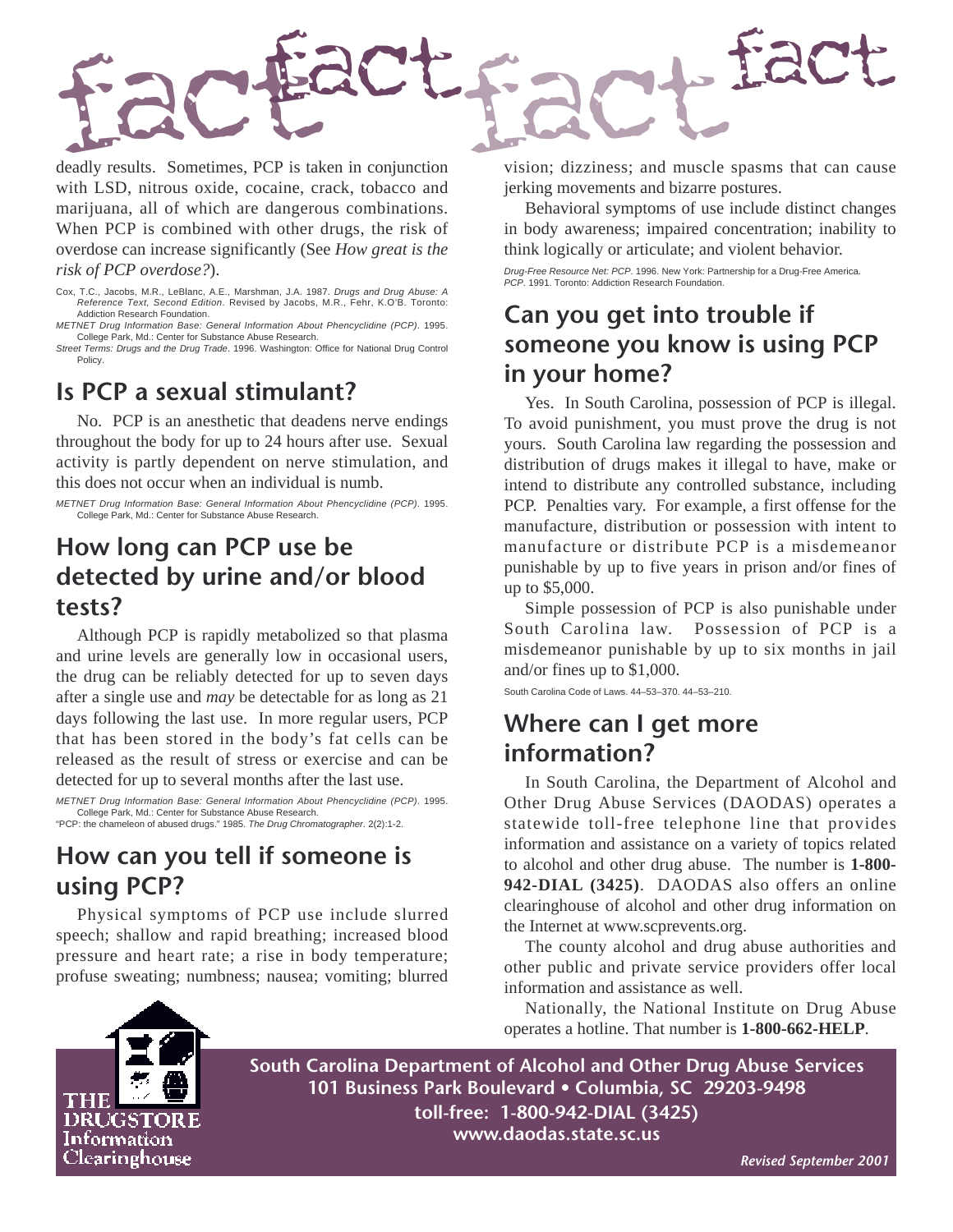deadly results. Sometimes, PCP is taken in conjunction with LSD, nitrous oxide, cocaine, crack, tobacco and marijuana, all of which are dangerous combinations. When PCP is combined with other drugs, the risk of overdose can increase significantly (See *How great is the risk of PCP overdose?*).

Cox, T.C., Jacobs, M.R., LeBlanc, A.E., Marshman, J.A. 1987. *Drugs and Drug Abuse: A Reference Text, Second Edition*. Revised by Jacobs, M.R., Fehr, K.O'B. Toronto: Addiction Research Foundation.
*METNET Drug Information Base: General Information About Phencyclidine (PCP)*. 1995. College Park, Md.: Center for Substance Abuse Research.
*Street Terms: Drugs and the Drug Trade*. 1996. Washington: Office for National Drug Control Policy.

## Is PCP a sexual stimulant?

No. PCP is an anesthetic that deadens nerve endings throughout the body for up to 24 hours after use. Sexual activity is partly dependent on nerve stimulation, and this does not occur when an individual is numb.

*METNET Drug Information Base: General Information About Phencyclidine (PCP)*. 1995. College Park, Md.: Center for Substance Abuse Research.

## How long can PCP use be detected by urine and/or blood tests?

Although PCP is rapidly metabolized so that plasma and urine levels are generally low in occasional users, the drug can be reliably detected for up to seven days after a single use and *may* be detectable for as long as 21 days following the last use. In more regular users, PCP that has been stored in the body's fat cells can be released as the result of stress or exercise and can be detected for up to several months after the last use.

*METNET Drug Information Base: General Information About Phencyclidine (PCP)*. 1995. College Park, Md.: Center for Substance Abuse Research.
"PCP: the chameleon of abused drugs." 1985. *The Drug Chromatographer*. 2(2):1-2.

## How can you tell if someone is using PCP?

Physical symptoms of PCP use include slurred speech; shallow and rapid breathing; increased blood pressure and heart rate; a rise in body temperature; profuse sweating; numbness; nausea; vomiting; blurred vision; dizziness; and muscle spasms that can cause jerking movements and bizarre postures.

Behavioral symptoms of use include distinct changes in body awareness; impaired concentration; inability to think logically or articulate; and violent behavior.

*Drug-Free Resource Net: PCP*. 1996. New York: Partnership for a Drug-Free America.
*PCP*. 1991. Toronto: Addiction Research Foundation.

## Can you get into trouble if someone you know is using PCP in your home?

Yes. In South Carolina, possession of PCP is illegal. To avoid punishment, you must prove the drug is not yours. South Carolina law regarding the possession and distribution of drugs makes it illegal to have, make or intend to distribute any controlled substance, including PCP. Penalties vary. For example, a first offense for the manufacture, distribution or possession with intent to manufacture or distribute PCP is a misdemeanor punishable by up to five years in prison and/or fines of up to $5,000.

Simple possession of PCP is also punishable under South Carolina law. Possession of PCP is a misdemeanor punishable by up to six months in jail and/or fines up to $1,000.

South Carolina Code of Laws. 44–53–370. 44–53–210.

## Where can I get more information?

In South Carolina, the Department of Alcohol and Other Drug Abuse Services (DAODAS) operates a statewide toll-free telephone line that provides information and assistance on a variety of topics related to alcohol and other drug abuse. The number is **1-800-942-DIAL (3425)**. DAODAS also offers an online clearinghouse of alcohol and other drug information on the Internet at www.scprevents.org.

The county alcohol and drug abuse authorities and other public and private service providers offer local information and assistance as well.

Nationally, the National Institute on Drug Abuse operates a hotline. That number is **1-800-662-HELP**.

THE DRUGSTORE Information Clearinghouse

**South Carolina Department of Alcohol and Other Drug Abuse Services**
**101 Business Park Boulevard • Columbia, SC 29203-9498**
**toll-free: 1-800-942-DIAL (3425)**
**www.daodas.state.sc.us**

*Revised September 2001*